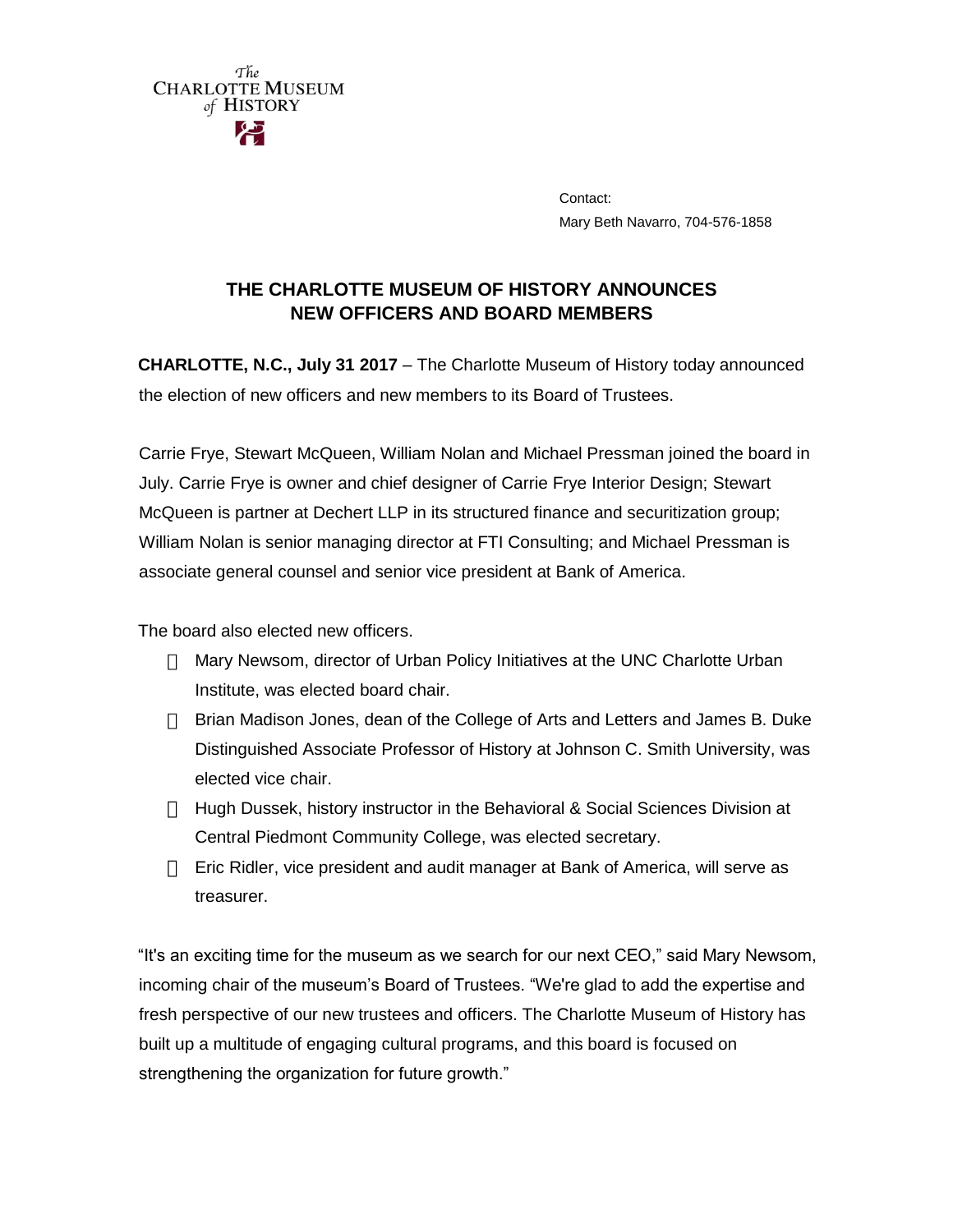The
CHARLOTTE MUSEUM
of HISTORY

Contact:
Mary Beth Navarro, 704-576-1858

# THE CHARLOTTE MUSEUM OF HISTORY ANNOUNCES NEW OFFICERS AND BOARD MEMBERS

**CHARLOTTE, N.C., July 31 2017** – The Charlotte Museum of History today announced the election of new officers and new members to its Board of Trustees.

Carrie Frye, Stewart McQueen, William Nolan and Michael Pressman joined the board in July. Carrie Frye is owner and chief designer of Carrie Frye Interior Design; Stewart McQueen is partner at Dechert LLP in its structured finance and securitization group; William Nolan is senior managing director at FTI Consulting; and Michael Pressman is associate general counsel and senior vice president at Bank of America.

The board also elected new officers.

- Mary Newsom, director of Urban Policy Initiatives at the UNC Charlotte Urban Institute, was elected board chair.
- Brian Madison Jones, dean of the College of Arts and Letters and James B. Duke Distinguished Associate Professor of History at Johnson C. Smith University, was elected vice chair.
- Hugh Dussek, history instructor in the Behavioral & Social Sciences Division at Central Piedmont Community College, was elected secretary.
- Eric Ridler, vice president and audit manager at Bank of America, will serve as treasurer.

"It's an exciting time for the museum as we search for our next CEO," said Mary Newsom, incoming chair of the museum's Board of Trustees. "We're glad to add the expertise and fresh perspective of our new trustees and officers. The Charlotte Museum of History has built up a multitude of engaging cultural programs, and this board is focused on strengthening the organization for future growth."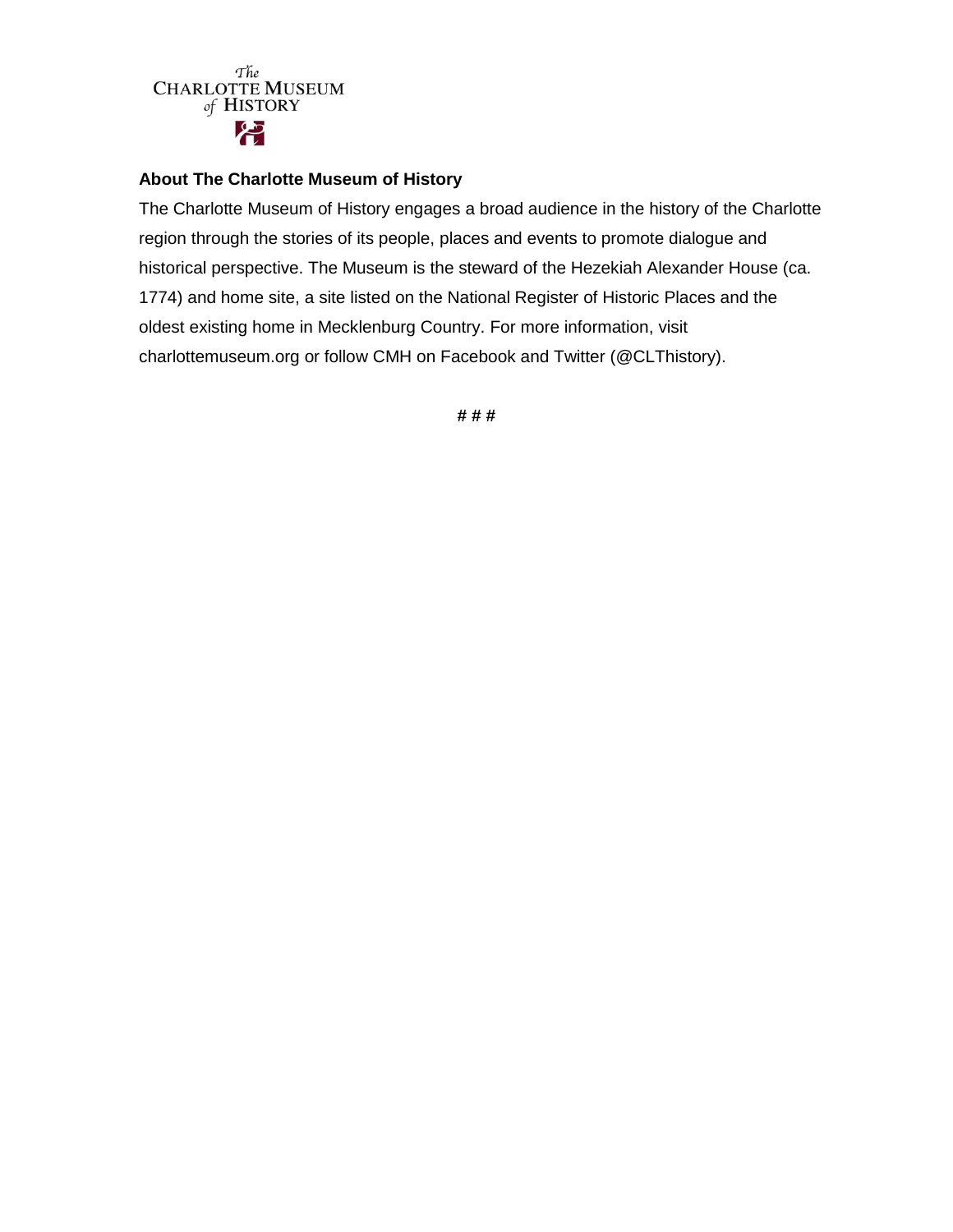The Charlotte Museum of History

**About The Charlotte Museum of History**

The Charlotte Museum of History engages a broad audience in the history of the Charlotte region through the stories of its people, places and events to promote dialogue and historical perspective. The Museum is the steward of the Hezekiah Alexander House (ca. 1774) and home site, a site listed on the National Register of Historic Places and the oldest existing home in Mecklenburg Country. For more information, visit charlottemuseum.org or follow CMH on Facebook and Twitter (@CLThistory).

# # #